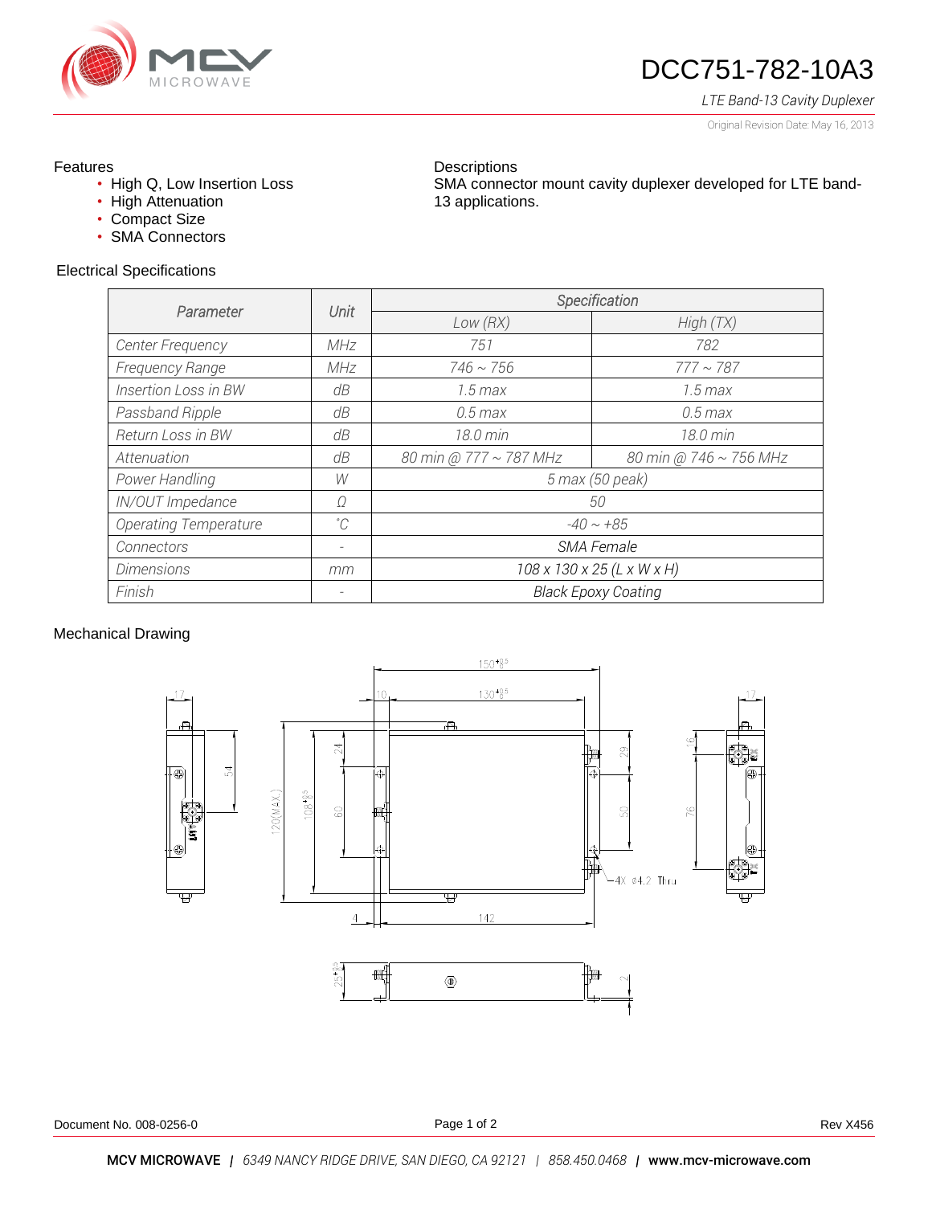# DCC751-782-10A3

*LTE Band-13 Cavity Duplexer*

Original Revision Date: May 16, 2013

**Features**

- High Q, Low Insertion Loss
- High Attenuation
- Compact Size
- SMA Connectors

**Descriptions**

SMA connector mount cavity duplexer developed for LTE band-13 applications.

## Electrical Specifications

| Parameter | Unit | Specification | |
|---|---|---|---|
| | | Low (RX) | High (TX) |
| Center Frequency | MHz | 751 | 782 |
| Frequency Range | MHz | 746 ~ 756 | 777 ~ 787 |
| Insertion Loss in BW | dB | 1.5 max | 1.5 max |
| Passband Ripple | dB | 0.5 max | 0.5 max |
| Return Loss in BW | dB | 18.0 min | 18.0 min |
| Attenuation | dB | 80 min @ 777 ~ 787 MHz | 80 min @ 746 ~ 756 MHz |
| Power Handling | W | 5 max (50 peak) | |
| IN/OUT Impedance | Ω | 50 | |
| Operating Temperature | °C | -40 ~ +85 | |
| Connectors | - | SMA Female | |
| Dimensions | mm | 108 x 130 x 25 (L x W x H) | |
| Finish | - | Black Epoxy Coating | |

## Mechanical Drawing

Document No. 008-0256-0

Rev X456

**MCV MICROWAVE** | *6349 NANCY RIDGE DRIVE, SAN DIEGO, CA 92121* | *858.450.0468* | **www.mcv-microwave.com**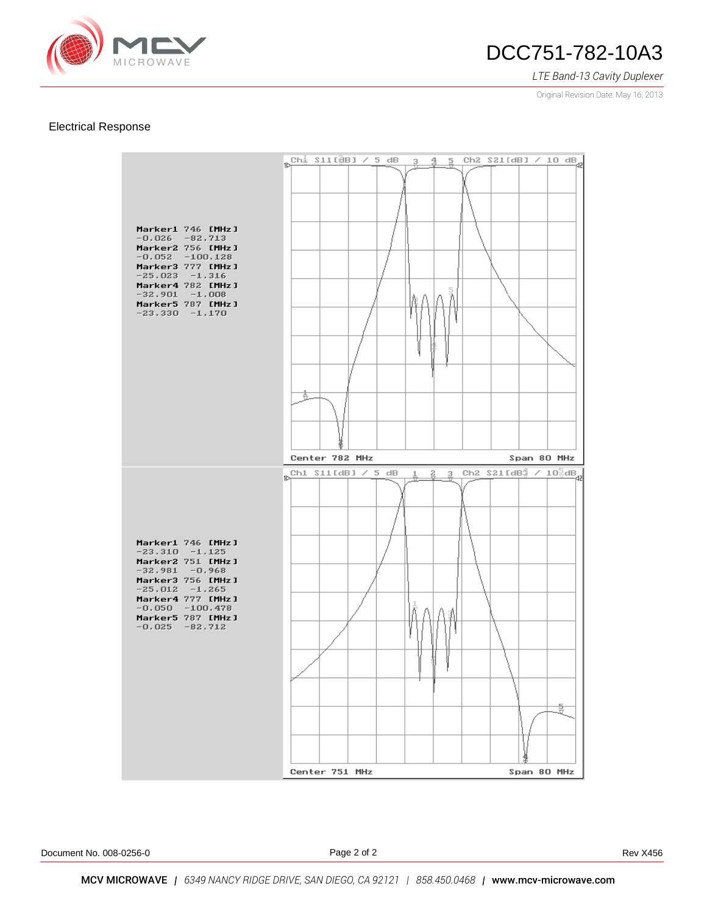# DCC751-782-10A3

*LTE Band-13 Cavity Duplexer*

Original Revision Date: May 16, 2013

## Electrical Response

Marker1 746 [MHz]
-0.026 -82.713
Marker2 756 [MHz]
-0.052 -100.128
Marker3 777 [MHz]
-25.023 -1.316
Marker4 782 [MHz]
-32.901 -1.008
Marker5 787 [MHz]
-23.330 -1.170

Ch1 S11[dB] / 5 dB
Ch2 S21[dB] / 10 dB
Center 782 MHz
Span 80 MHz

Marker1 746 [MHz]
-23.310 -1.125
Marker2 751 [MHz]
-32.981 -0.968
Marker3 756 [MHz]
-25.012 -1.265
Marker4 777 [MHz]
-0.050 -100.478
Marker5 787 [MHz]
-0.025 -82.712

Ch1 S11[dB] / 5 dB
Ch2 S21[dB] / 10 dB
Center 751 MHz
Span 80 MHz

Document No. 008-0256-0

Rev X456

**MCV MICROWAVE** | *6349 NANCY RIDGE DRIVE, SAN DIEGO, CA 92121* | *858.450.0468* | **www.mcv-microwave.com**